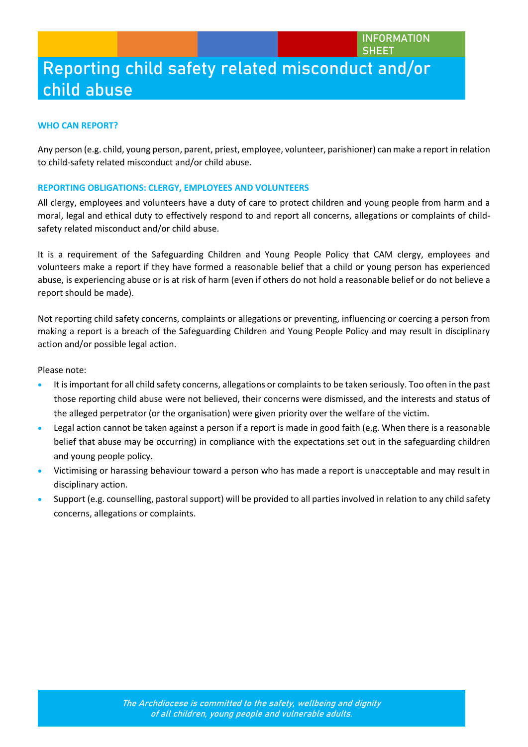INFORMATION SHEET

# Reporting child safety related misconduct and/or child abuse

### WHO CAN REPORT?

Any person (e.g. child, young person, parent, priest, employee, volunteer, parishioner) can make a report in relation to child-safety related misconduct and/or child abuse.

### REPORTING OBLIGATIONS: CLERGY, EMPLOYEES AND VOLUNTEERS

All clergy, employees and volunteers have a duty of care to protect children and young people from harm and a moral, legal and ethical duty to effectively respond to and report all concerns, allegations or complaints of child-safety related misconduct and/or child abuse.

It is a requirement of the Safeguarding Children and Young People Policy that CAM clergy, employees and volunteers make a report if they have formed a reasonable belief that a child or young person has experienced abuse, is experiencing abuse or is at risk of harm (even if others do not hold a reasonable belief or do not believe a report should be made).

Not reporting child safety concerns, complaints or allegations or preventing, influencing or coercing a person from making a report is a breach of the Safeguarding Children and Young People Policy and may result in disciplinary action and/or possible legal action.

Please note:

- It is important for all child safety concerns, allegations or complaints to be taken seriously. Too often in the past those reporting child abuse were not believed, their concerns were dismissed, and the interests and status of the alleged perpetrator (or the organisation) were given priority over the welfare of the victim.
- Legal action cannot be taken against a person if a report is made in good faith (e.g. When there is a reasonable belief that abuse may be occurring) in compliance with the expectations set out in the safeguarding children and young people policy.
- Victimising or harassing behaviour toward a person who has made a report is unacceptable and may result in disciplinary action.
- Support (e.g. counselling, pastoral support) will be provided to all parties involved in relation to any child safety concerns, allegations or complaints.

*The Archdiocese is committed to the safety, wellbeing and dignity of all children, young people and vulnerable adults.*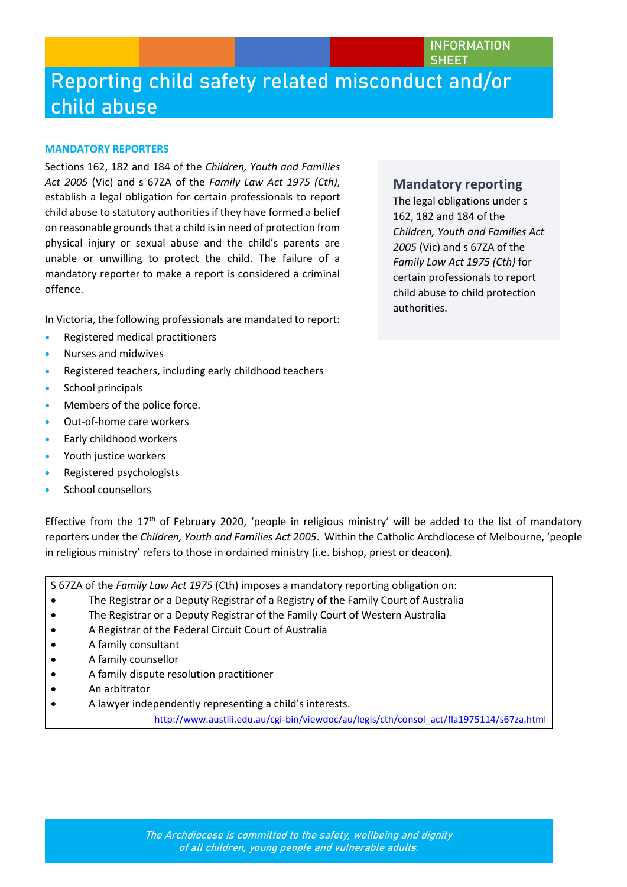INFORMATION SHEET

# Reporting child safety related misconduct and/or child abuse

**MANDATORY REPORTERS**

Sections 162, 182 and 184 of the *Children, Youth and Families Act 2005* (Vic) and s 67ZA of the *Family Law Act 1975 (Cth)*, establish a legal obligation for certain professionals to report child abuse to statutory authorities if they have formed a belief on reasonable grounds that a child is in need of protection from physical injury or sexual abuse and the child's parents are unable or unwilling to protect the child. The failure of a mandatory reporter to make a report is considered a criminal offence.

### Mandatory reporting

The legal obligations under s 162, 182 and 184 of the *Children, Youth and Families Act 2005* (Vic) and s 67ZA of the *Family Law Act 1975 (Cth)* for certain professionals to report child abuse to child protection authorities.

In Victoria, the following professionals are mandated to report:

- Registered medical practitioners
- Nurses and midwives
- Registered teachers, including early childhood teachers
- School principals
- Members of the police force.
- Out-of-home care workers
- Early childhood workers
- Youth justice workers
- Registered psychologists
- School counsellors

Effective from the 17th of February 2020, 'people in religious ministry' will be added to the list of mandatory reporters under the *Children, Youth and Families Act 2005*. Within the Catholic Archdiocese of Melbourne, 'people in religious ministry' refers to those in ordained ministry (i.e. bishop, priest or deacon).

S 67ZA of the *Family Law Act 1975* (Cth) imposes a mandatory reporting obligation on:

- The Registrar or a Deputy Registrar of a Registry of the Family Court of Australia
- The Registrar or a Deputy Registrar of the Family Court of Western Australia
- A Registrar of the Federal Circuit Court of Australia
- A family consultant
- A family counsellor
- A family dispute resolution practitioner
- An arbitrator
- A lawyer independently representing a child's interests.

http://www.austlii.edu.au/cgi-bin/viewdoc/au/legis/cth/consol_act/fla1975114/s67za.html

*The Archdiocese is committed to the safety, wellbeing and dignity of all children, young people and vulnerable adults.*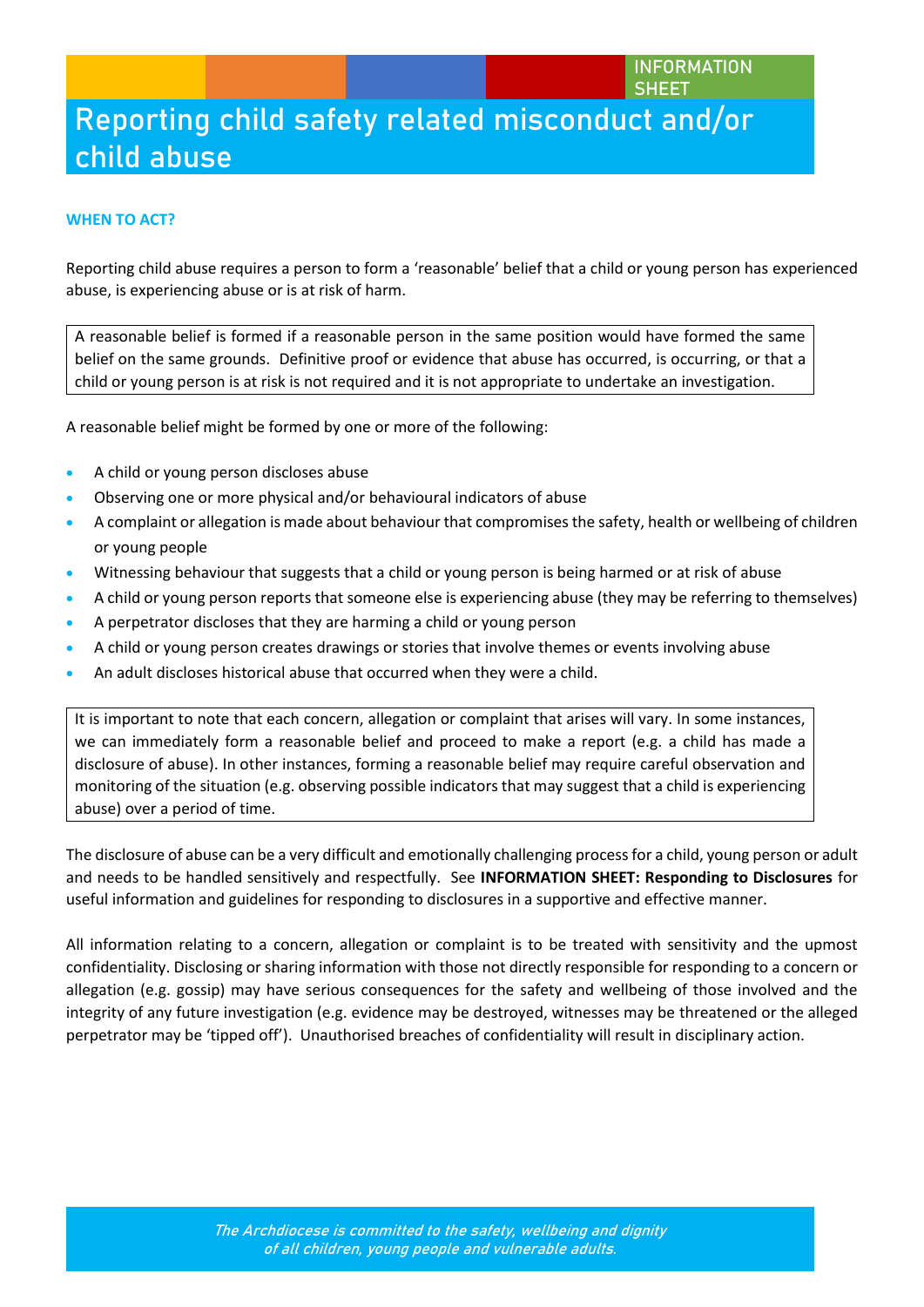INFORMATION SHEET

# Reporting child safety related misconduct and/or child abuse

### WHEN TO ACT?

Reporting child abuse requires a person to form a ‘reasonable’ belief that a child or young person has experienced abuse, is experiencing abuse or is at risk of harm.

A reasonable belief is formed if a reasonable person in the same position would have formed the same belief on the same grounds. Definitive proof or evidence that abuse has occurred, is occurring, or that a child or young person is at risk is not required and it is not appropriate to undertake an investigation.

A reasonable belief might be formed by one or more of the following:

- A child or young person discloses abuse
- Observing one or more physical and/or behavioural indicators of abuse
- A complaint or allegation is made about behaviour that compromises the safety, health or wellbeing of children or young people
- Witnessing behaviour that suggests that a child or young person is being harmed or at risk of abuse
- A child or young person reports that someone else is experiencing abuse (they may be referring to themselves)
- A perpetrator discloses that they are harming a child or young person
- A child or young person creates drawings or stories that involve themes or events involving abuse
- An adult discloses historical abuse that occurred when they were a child.

It is important to note that each concern, allegation or complaint that arises will vary. In some instances, we can immediately form a reasonable belief and proceed to make a report (e.g. a child has made a disclosure of abuse). In other instances, forming a reasonable belief may require careful observation and monitoring of the situation (e.g. observing possible indicators that may suggest that a child is experiencing abuse) over a period of time.

The disclosure of abuse can be a very difficult and emotionally challenging process for a child, young person or adult and needs to be handled sensitively and respectfully. See **INFORMATION SHEET: Responding to Disclosures** for useful information and guidelines for responding to disclosures in a supportive and effective manner.

All information relating to a concern, allegation or complaint is to be treated with sensitivity and the upmost confidentiality. Disclosing or sharing information with those not directly responsible for responding to a concern or allegation (e.g. gossip) may have serious consequences for the safety and wellbeing of those involved and the integrity of any future investigation (e.g. evidence may be destroyed, witnesses may be threatened or the alleged perpetrator may be ‘tipped off’). Unauthorised breaches of confidentiality will result in disciplinary action.

*The Archdiocese is committed to the safety, wellbeing and dignity of all children, young people and vulnerable adults.*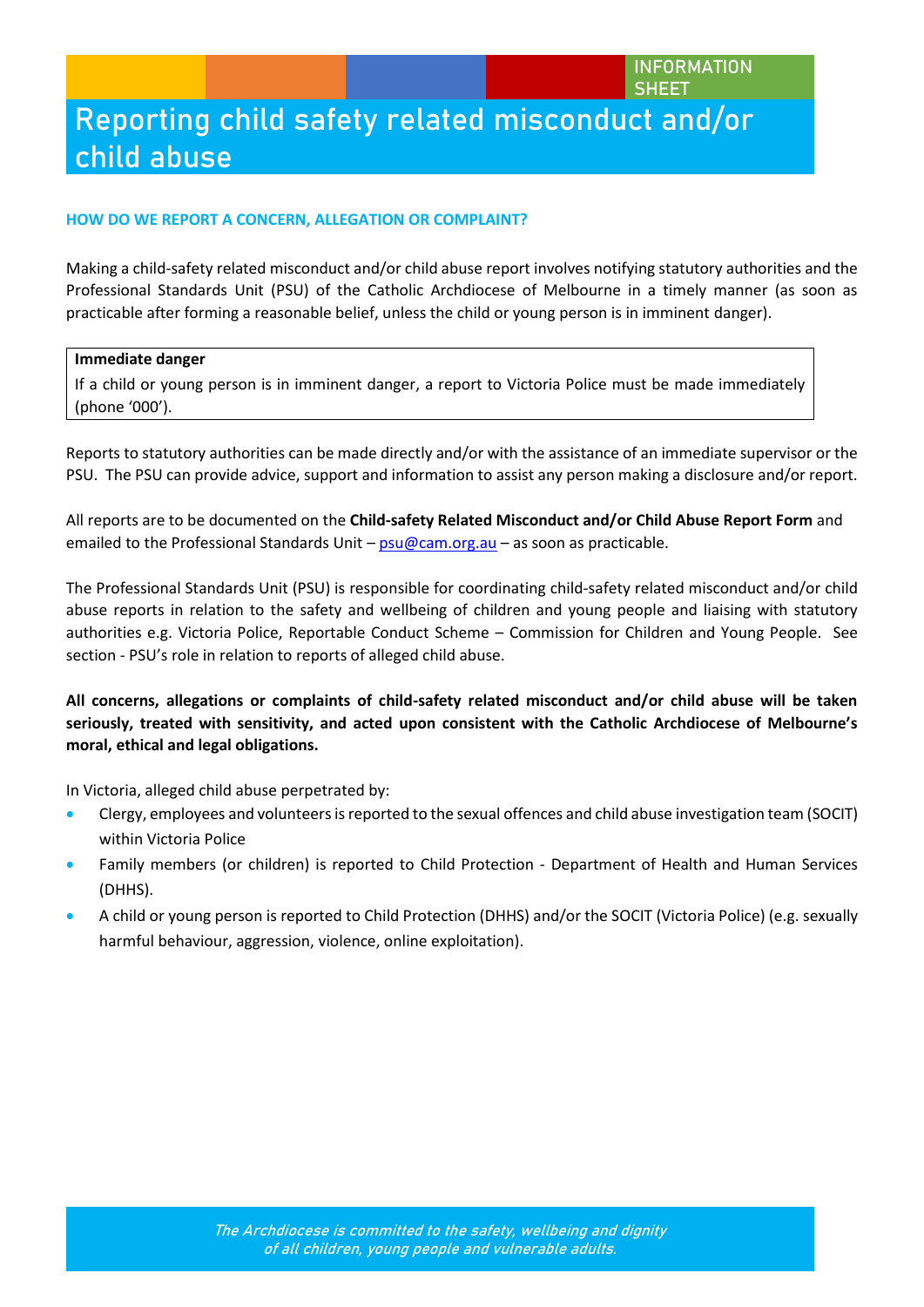INFORMATION SHEET

# Reporting child safety related misconduct and/or child abuse

## HOW DO WE REPORT A CONCERN, ALLEGATION OR COMPLAINT?

Making a child-safety related misconduct and/or child abuse report involves notifying statutory authorities and the Professional Standards Unit (PSU) of the Catholic Archdiocese of Melbourne in a timely manner (as soon as practicable after forming a reasonable belief, unless the child or young person is in imminent danger).

**Immediate danger**

If a child or young person is in imminent danger, a report to Victoria Police must be made immediately (phone '000').

Reports to statutory authorities can be made directly and/or with the assistance of an immediate supervisor or the PSU. The PSU can provide advice, support and information to assist any person making a disclosure and/or report.

All reports are to be documented on the **Child-safety Related Misconduct and/or Child Abuse Report Form** and emailed to the Professional Standards Unit – psu@cam.org.au – as soon as practicable.

The Professional Standards Unit (PSU) is responsible for coordinating child-safety related misconduct and/or child abuse reports in relation to the safety and wellbeing of children and young people and liaising with statutory authorities e.g. Victoria Police, Reportable Conduct Scheme – Commission for Children and Young People. See section - PSU's role in relation to reports of alleged child abuse.

**All concerns, allegations or complaints of child-safety related misconduct and/or child abuse will be taken seriously, treated with sensitivity, and acted upon consistent with the Catholic Archdiocese of Melbourne's moral, ethical and legal obligations.**

In Victoria, alleged child abuse perpetrated by:

- Clergy, employees and volunteers is reported to the sexual offences and child abuse investigation team (SOCIT) within Victoria Police
- Family members (or children) is reported to Child Protection - Department of Health and Human Services (DHHS).
- A child or young person is reported to Child Protection (DHHS) and/or the SOCIT (Victoria Police) (e.g. sexually harmful behaviour, aggression, violence, online exploitation).

*The Archdiocese is committed to the safety, wellbeing and dignity of all children, young people and vulnerable adults.*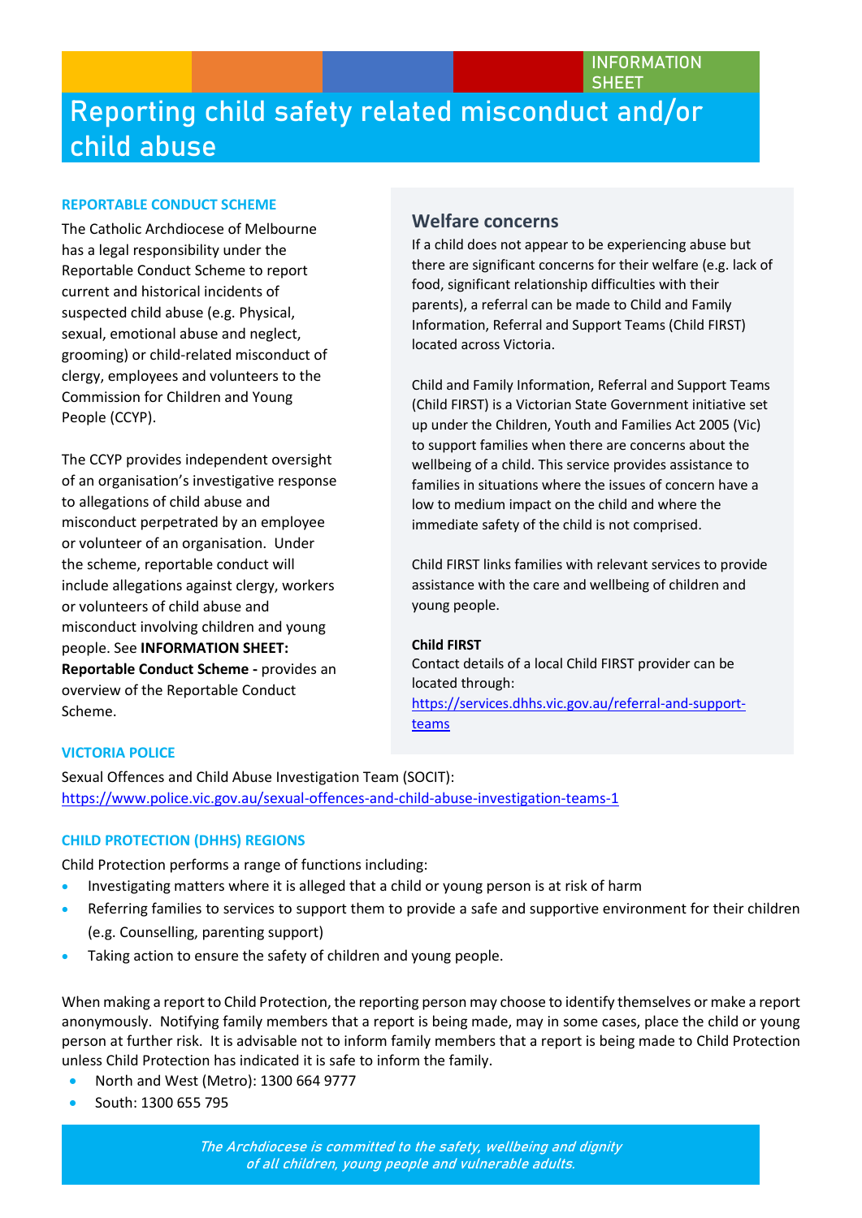INFORMATION SHEET

# Reporting child safety related misconduct and/or child abuse

### REPORTABLE CONDUCT SCHEME

The Catholic Archdiocese of Melbourne has a legal responsibility under the Reportable Conduct Scheme to report current and historical incidents of suspected child abuse (e.g. Physical, sexual, emotional abuse and neglect, grooming) or child-related misconduct of clergy, employees and volunteers to the Commission for Children and Young People (CCYP).

The CCYP provides independent oversight of an organisation's investigative response to allegations of child abuse and misconduct perpetrated by an employee or volunteer of an organisation. Under the scheme, reportable conduct will include allegations against clergy, workers or volunteers of child abuse and misconduct involving children and young people. See **INFORMATION SHEET: Reportable Conduct Scheme -** provides an overview of the Reportable Conduct Scheme.

## Welfare concerns

If a child does not appear to be experiencing abuse but there are significant concerns for their welfare (e.g. lack of food, significant relationship difficulties with their parents), a referral can be made to Child and Family Information, Referral and Support Teams (Child FIRST) located across Victoria.

Child and Family Information, Referral and Support Teams (Child FIRST) is a Victorian State Government initiative set up under the Children, Youth and Families Act 2005 (Vic) to support families when there are concerns about the wellbeing of a child. This service provides assistance to families in situations where the issues of concern have a low to medium impact on the child and where the immediate safety of the child is not comprised.

Child FIRST links families with relevant services to provide assistance with the care and wellbeing of children and young people.

**Child FIRST**

Contact details of a local Child FIRST provider can be located through:
https://services.dhhs.vic.gov.au/referral-and-support-teams

### VICTORIA POLICE

Sexual Offences and Child Abuse Investigation Team (SOCIT):
https://www.police.vic.gov.au/sexual-offences-and-child-abuse-investigation-teams-1

### CHILD PROTECTION (DHHS) REGIONS

Child Protection performs a range of functions including:

- Investigating matters where it is alleged that a child or young person is at risk of harm
- Referring families to services to support them to provide a safe and supportive environment for their children (e.g. Counselling, parenting support)
- Taking action to ensure the safety of children and young people.

When making a report to Child Protection, the reporting person may choose to identify themselves or make a report anonymously. Notifying family members that a report is being made, may in some cases, place the child or young person at further risk. It is advisable not to inform family members that a report is being made to Child Protection unless Child Protection has indicated it is safe to inform the family.

- North and West (Metro): 1300 664 9777
- South: 1300 655 795

*The Archdiocese is committed to the safety, wellbeing and dignity of all children, young people and vulnerable adults.*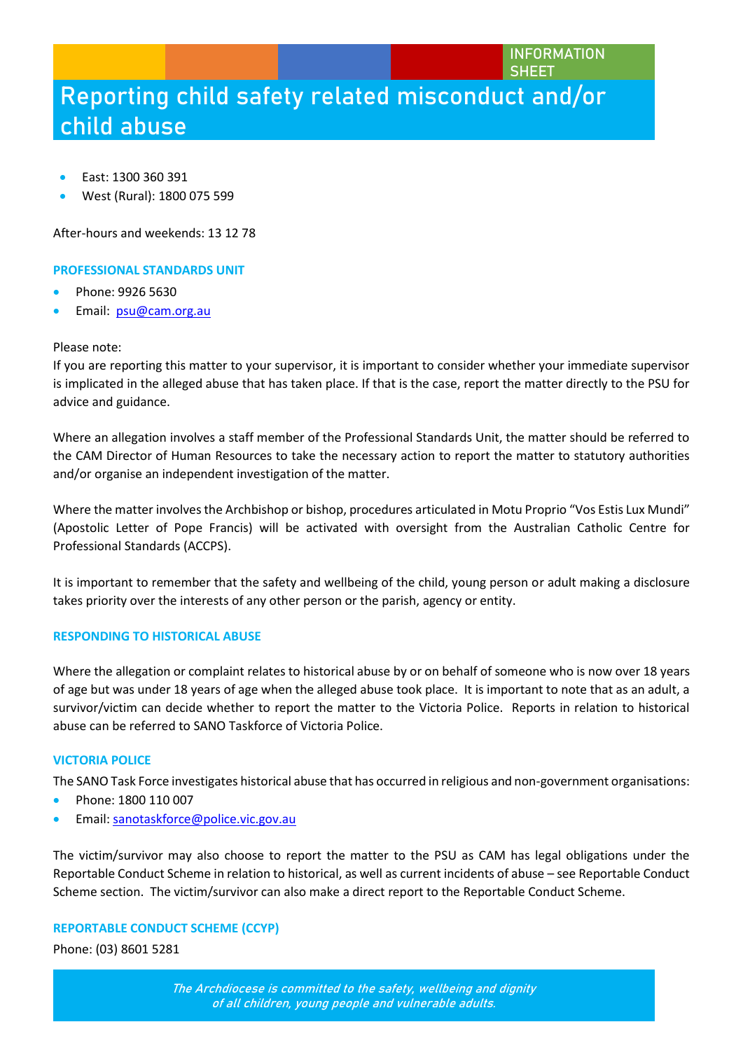- East: 1300 360 391
- West (Rural): 1800 075 599

After-hours and weekends: 13 12 78

### PROFESSIONAL STANDARDS UNIT

- Phone: 9926 5630
- Email: psu@cam.org.au

Please note:
If you are reporting this matter to your supervisor, it is important to consider whether your immediate supervisor is implicated in the alleged abuse that has taken place. If that is the case, report the matter directly to the PSU for advice and guidance.

Where an allegation involves a staff member of the Professional Standards Unit, the matter should be referred to the CAM Director of Human Resources to take the necessary action to report the matter to statutory authorities and/or organise an independent investigation of the matter.

Where the matter involves the Archbishop or bishop, procedures articulated in Motu Proprio "Vos Estis Lux Mundi" (Apostolic Letter of Pope Francis) will be activated with oversight from the Australian Catholic Centre for Professional Standards (ACCPS).

It is important to remember that the safety and wellbeing of the child, young person or adult making a disclosure takes priority over the interests of any other person or the parish, agency or entity.

### RESPONDING TO HISTORICAL ABUSE

Where the allegation or complaint relates to historical abuse by or on behalf of someone who is now over 18 years of age but was under 18 years of age when the alleged abuse took place. It is important to note that as an adult, a survivor/victim can decide whether to report the matter to the Victoria Police. Reports in relation to historical abuse can be referred to SANO Taskforce of Victoria Police.

### VICTORIA POLICE

The SANO Task Force investigates historical abuse that has occurred in religious and non-government organisations:

- Phone: 1800 110 007
- Email: sanotaskforce@police.vic.gov.au

The victim/survivor may also choose to report the matter to the PSU as CAM has legal obligations under the Reportable Conduct Scheme in relation to historical, as well as current incidents of abuse – see Reportable Conduct Scheme section. The victim/survivor can also make a direct report to the Reportable Conduct Scheme.

### REPORTABLE CONDUCT SCHEME (CCYP)

Phone: (03) 8601 5281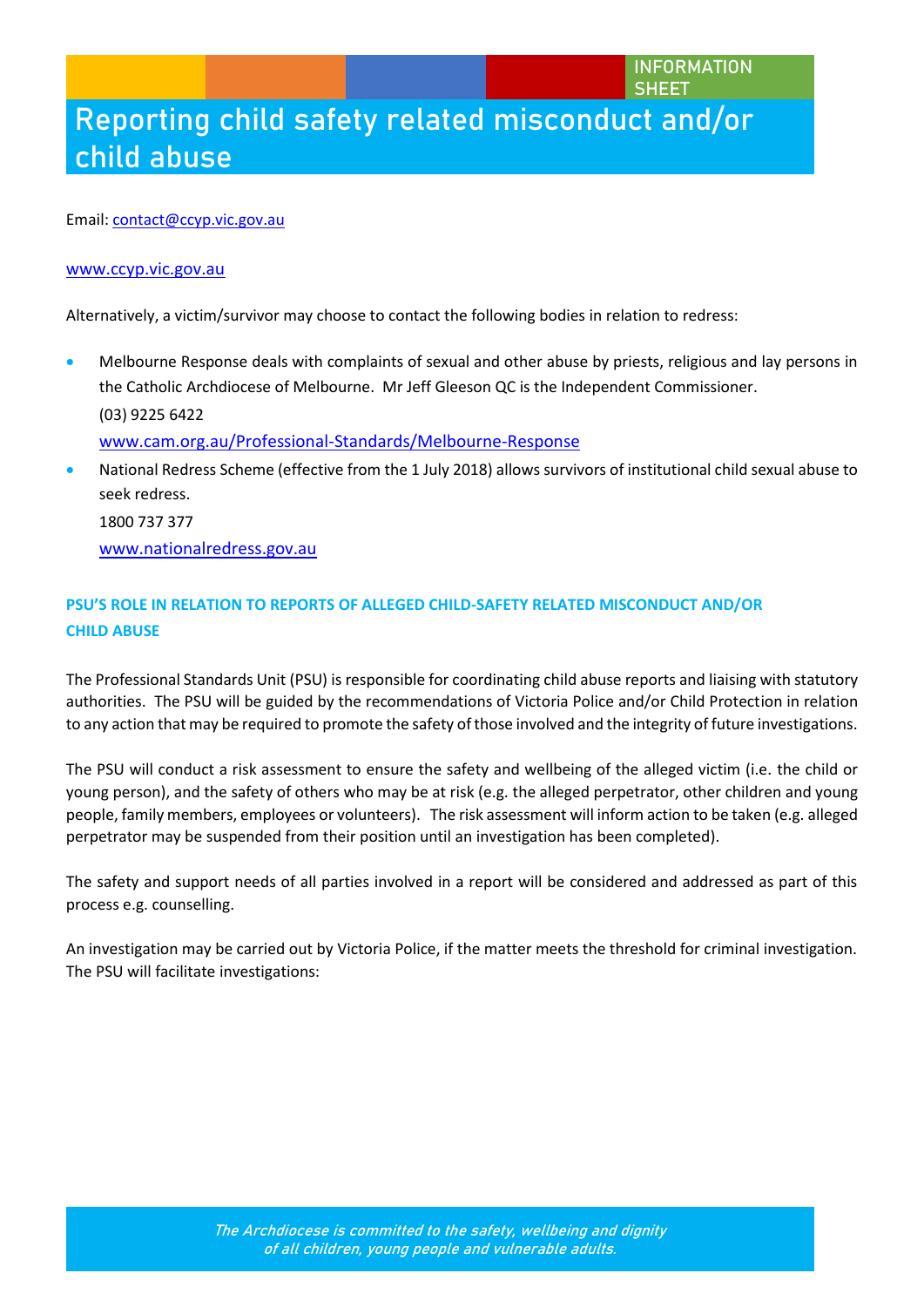Email: contact@ccyp.vic.gov.au

www.ccyp.vic.gov.au

Alternatively, a victim/survivor may choose to contact the following bodies in relation to redress:

- Melbourne Response deals with complaints of sexual and other abuse by priests, religious and lay persons in the Catholic Archdiocese of Melbourne. Mr Jeff Gleeson QC is the Independent Commissioner.
  (03) 9225 6422
  www.cam.org.au/Professional-Standards/Melbourne-Response
- National Redress Scheme (effective from the 1 July 2018) allows survivors of institutional child sexual abuse to seek redress.
  1800 737 377
  www.nationalredress.gov.au

### PSU'S ROLE IN RELATION TO REPORTS OF ALLEGED CHILD-SAFETY RELATED MISCONDUCT AND/OR CHILD ABUSE

The Professional Standards Unit (PSU) is responsible for coordinating child abuse reports and liaising with statutory authorities. The PSU will be guided by the recommendations of Victoria Police and/or Child Protection in relation to any action that may be required to promote the safety of those involved and the integrity of future investigations.

The PSU will conduct a risk assessment to ensure the safety and wellbeing of the alleged victim (i.e. the child or young person), and the safety of others who may be at risk (e.g. the alleged perpetrator, other children and young people, family members, employees or volunteers). The risk assessment will inform action to be taken (e.g. alleged perpetrator may be suspended from their position until an investigation has been completed).

The safety and support needs of all parties involved in a report will be considered and addressed as part of this process e.g. counselling.

An investigation may be carried out by Victoria Police, if the matter meets the threshold for criminal investigation. The PSU will facilitate investigations: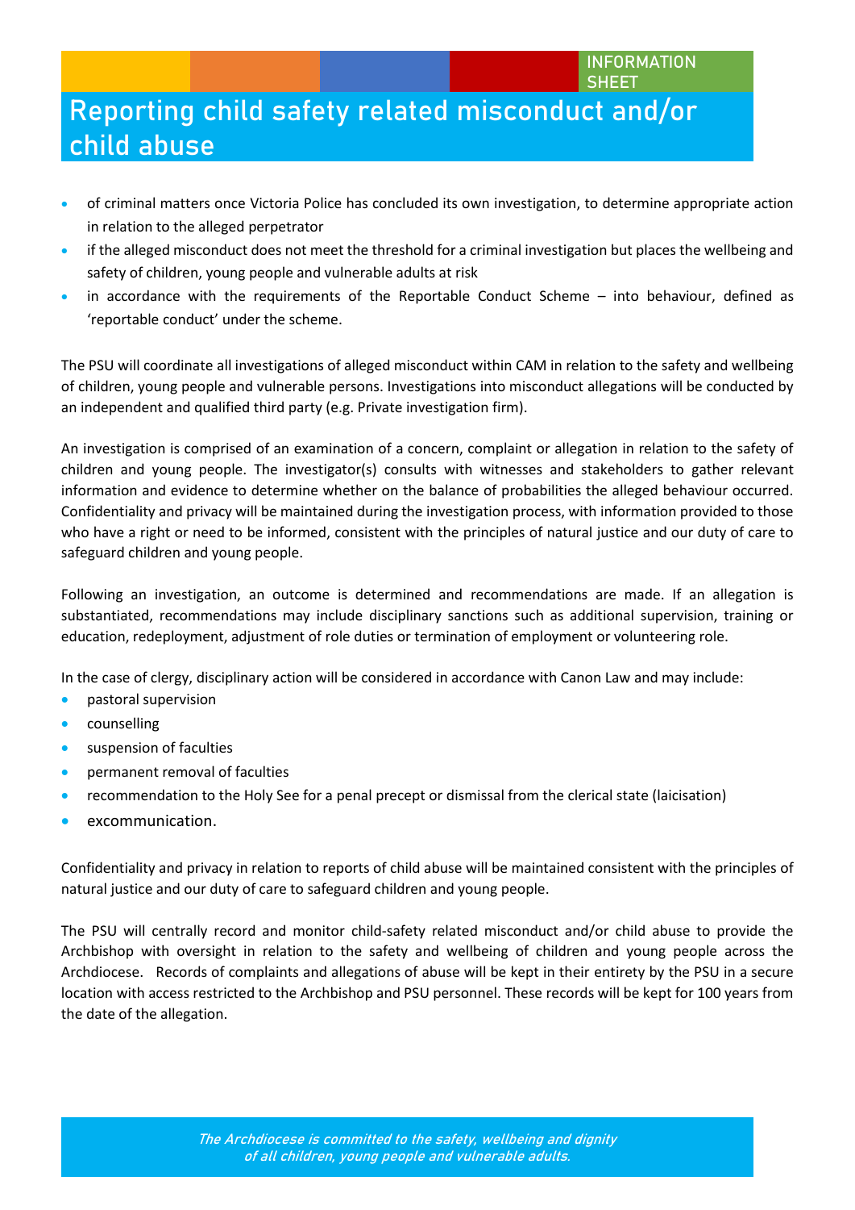# Reporting child safety related misconduct and/or child abuse

- of criminal matters once Victoria Police has concluded its own investigation, to determine appropriate action in relation to the alleged perpetrator
- if the alleged misconduct does not meet the threshold for a criminal investigation but places the wellbeing and safety of children, young people and vulnerable adults at risk
- in accordance with the requirements of the Reportable Conduct Scheme – into behaviour, defined as 'reportable conduct' under the scheme.

The PSU will coordinate all investigations of alleged misconduct within CAM in relation to the safety and wellbeing of children, young people and vulnerable persons. Investigations into misconduct allegations will be conducted by an independent and qualified third party (e.g. Private investigation firm).

An investigation is comprised of an examination of a concern, complaint or allegation in relation to the safety of children and young people. The investigator(s) consults with witnesses and stakeholders to gather relevant information and evidence to determine whether on the balance of probabilities the alleged behaviour occurred. Confidentiality and privacy will be maintained during the investigation process, with information provided to those who have a right or need to be informed, consistent with the principles of natural justice and our duty of care to safeguard children and young people.

Following an investigation, an outcome is determined and recommendations are made. If an allegation is substantiated, recommendations may include disciplinary sanctions such as additional supervision, training or education, redeployment, adjustment of role duties or termination of employment or volunteering role.

In the case of clergy, disciplinary action will be considered in accordance with Canon Law and may include:

- pastoral supervision
- counselling
- suspension of faculties
- permanent removal of faculties
- recommendation to the Holy See for a penal precept or dismissal from the clerical state (laicisation)
- excommunication.

Confidentiality and privacy in relation to reports of child abuse will be maintained consistent with the principles of natural justice and our duty of care to safeguard children and young people.

The PSU will centrally record and monitor child-safety related misconduct and/or child abuse to provide the Archbishop with oversight in relation to the safety and wellbeing of children and young people across the Archdiocese. Records of complaints and allegations of abuse will be kept in their entirety by the PSU in a secure location with access restricted to the Archbishop and PSU personnel. These records will be kept for 100 years from the date of the allegation.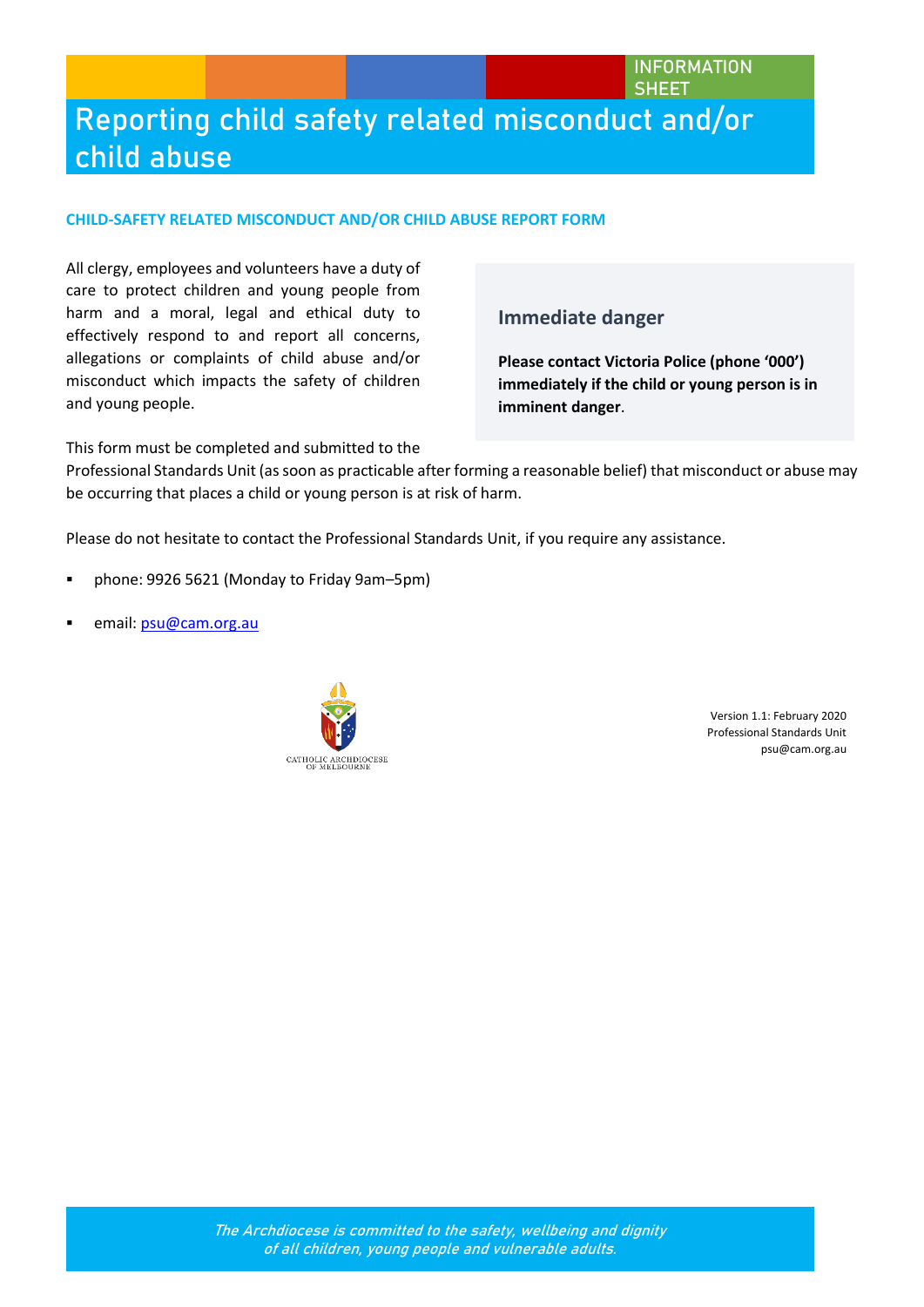INFORMATION SHEET

# Reporting child safety related misconduct and/or child abuse

## CHILD-SAFETY RELATED MISCONDUCT AND/OR CHILD ABUSE REPORT FORM

All clergy, employees and volunteers have a duty of care to protect children and young people from harm and a moral, legal and ethical duty to effectively respond to and report all concerns, allegations or complaints of child abuse and/or misconduct which impacts the safety of children and young people.

### Immediate danger

**Please contact Victoria Police (phone '000') immediately if the child or young person is in imminent danger**.

This form must be completed and submitted to the Professional Standards Unit (as soon as practicable after forming a reasonable belief) that misconduct or abuse may be occurring that places a child or young person is at risk of harm.

Please do not hesitate to contact the Professional Standards Unit, if you require any assistance.

- phone: 9926 5621 (Monday to Friday 9am–5pm)
- email: psu@cam.org.au

CATHOLIC ARCHDIOCESE OF MELBOURNE

Version 1.1: February 2020
Professional Standards Unit
psu@cam.org.au

*The Archdiocese is committed to the safety, wellbeing and dignity of all children, young people and vulnerable adults.*